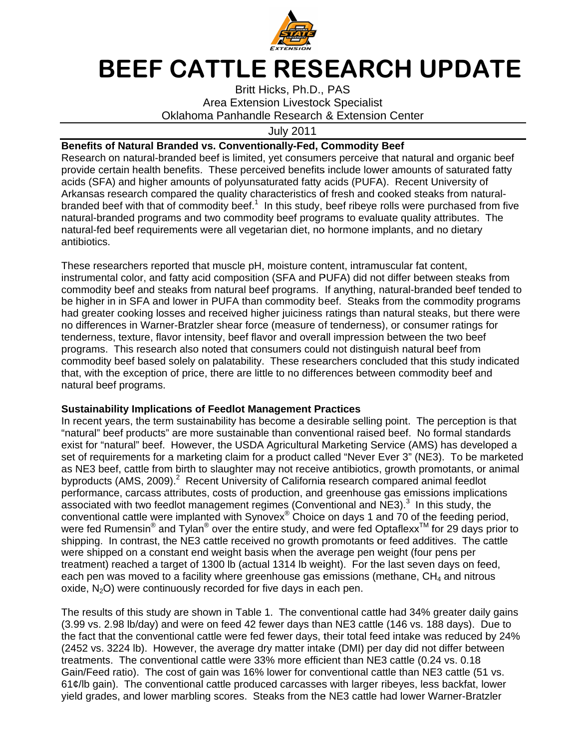# BEEF CATTLE RESEARCH UPDATE

Britt Hicks, Ph.D., PAS
Area Extension Livestock Specialist
Oklahoma Panhandle Research & Extension Center

July 2011

## Benefits of Natural Branded vs. Conventionally-Fed, Commodity Beef

Research on natural-branded beef is limited, yet consumers perceive that natural and organic beef provide certain health benefits. These perceived benefits include lower amounts of saturated fatty acids (SFA) and higher amounts of polyunsaturated fatty acids (PUFA). Recent University of Arkansas research compared the quality characteristics of fresh and cooked steaks from natural-branded beef with that of commodity beef.[1] In this study, beef ribeye rolls were purchased from five natural-branded programs and two commodity beef programs to evaluate quality attributes. The natural-fed beef requirements were all vegetarian diet, no hormone implants, and no dietary antibiotics.

These researchers reported that muscle pH, moisture content, intramuscular fat content, instrumental color, and fatty acid composition (SFA and PUFA) did not differ between steaks from commodity beef and steaks from natural beef programs. If anything, natural-branded beef tended to be higher in in SFA and lower in PUFA than commodity beef. Steaks from the commodity programs had greater cooking losses and received higher juiciness ratings than natural steaks, but there were no differences in Warner-Bratzler shear force (measure of tenderness), or consumer ratings for tenderness, texture, flavor intensity, beef flavor and overall impression between the two beef programs. This research also noted that consumers could not distinguish natural beef from commodity beef based solely on palatability. These researchers concluded that this study indicated that, with the exception of price, there are little to no differences between commodity beef and natural beef programs.

## Sustainability Implications of Feedlot Management Practices

In recent years, the term sustainability has become a desirable selling point. The perception is that "natural" beef products" are more sustainable than conventional raised beef. No formal standards exist for "natural" beef. However, the USDA Agricultural Marketing Service (AMS) has developed a set of requirements for a marketing claim for a product called "Never Ever 3" (NE3). To be marketed as NE3 beef, cattle from birth to slaughter may not receive antibiotics, growth promotants, or animal byproducts (AMS, 2009).[2] Recent University of California research compared animal feedlot performance, carcass attributes, costs of production, and greenhouse gas emissions implications associated with two feedlot management regimes (Conventional and NE3).[3] In this study, the conventional cattle were implanted with Synovex® Choice on days 1 and 70 of the feeding period, were fed Rumensin® and Tylan® over the entire study, and were fed Optaflexx™ for 29 days prior to shipping. In contrast, the NE3 cattle received no growth promotants or feed additives. The cattle were shipped on a constant end weight basis when the average pen weight (four pens per treatment) reached a target of 1300 lb (actual 1314 lb weight). For the last seven days on feed, each pen was moved to a facility where greenhouse gas emissions (methane, $CH_4$ and nitrous oxide, $N_2O$) were continuously recorded for five days in each pen.

The results of this study are shown in Table 1. The conventional cattle had 34% greater daily gains (3.99 vs. 2.98 lb/day) and were on feed 42 fewer days than NE3 cattle (146 vs. 188 days). Due to the fact that the conventional cattle were fed fewer days, their total feed intake was reduced by 24% (2452 vs. 3224 lb). However, the average dry matter intake (DMI) per day did not differ between treatments. The conventional cattle were 33% more efficient than NE3 cattle (0.24 vs. 0.18 Gain/Feed ratio). The cost of gain was 16% lower for conventional cattle than NE3 cattle (51 vs. 61¢/lb gain). The conventional cattle produced carcasses with larger ribeyes, less backfat, lower yield grades, and lower marbling scores. Steaks from the NE3 cattle had lower Warner-Bratzler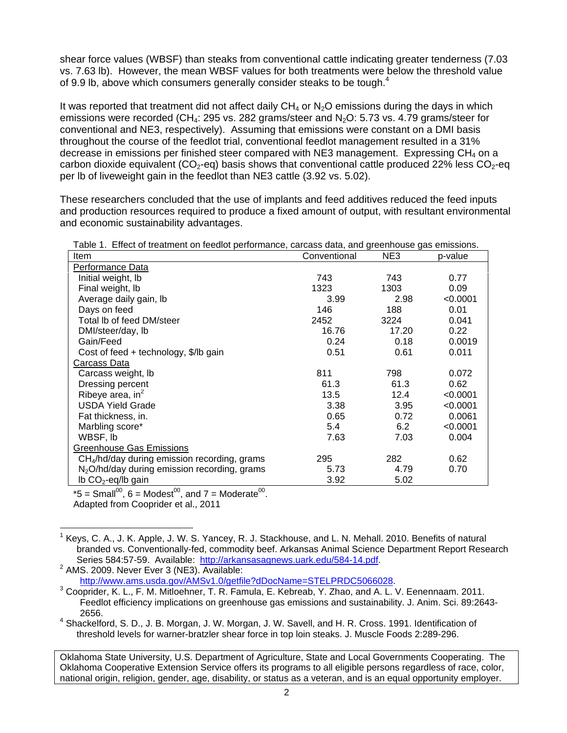shear force values (WBSF) than steaks from conventional cattle indicating greater tenderness (7.03 vs. 7.63 lb). However, the mean WBSF values for both treatments were below the threshold value of 9.9 lb, above which consumers generally consider steaks to be tough.[4]

It was reported that treatment did not affect daily $CH_4$ or $N_2O$ emissions during the days in which emissions were recorded ($CH_4$: 295 vs. 282 grams/steer and $N_2O$: 5.73 vs. 4.79 grams/steer for conventional and NE3, respectively). Assuming that emissions were constant on a DMI basis throughout the course of the feedlot trial, conventional feedlot management resulted in a 31% decrease in emissions per finished steer compared with NE3 management. Expressing $CH_4$ on a carbon dioxide equivalent ($CO_2$-eq) basis shows that conventional cattle produced 22% less $CO_2$-eq per lb of liveweight gain in the feedlot than NE3 cattle (3.92 vs. 5.02).

These researchers concluded that the use of implants and feed additives reduced the feed inputs and production resources required to produce a fixed amount of output, with resultant environmental and economic sustainability advantages.

Table 1. Effect of treatment on feedlot performance, carcass data, and greenhouse gas emissions.

| Item | Conventional | NE3 | p-value |
|---|---|---|---|
| Performance Data | | | |
| Initial weight, lb | 743 | 743 | 0.77 |
| Final weight, lb | 1323 | 1303 | 0.09 |
| Average daily gain, lb | 3.99 | 2.98 | <0.0001 |
| Days on feed | 146 | 188 | 0.01 |
| Total lb of feed DM/steer | 2452 | 3224 | 0.041 |
| DMI/steer/day, lb | 16.76 | 17.20 | 0.22 |
| Gain/Feed | 0.24 | 0.18 | 0.0019 |
| Cost of feed + technology, $/lb gain | 0.51 | 0.61 | 0.011 |
| Carcass Data | | | |
| Carcass weight, lb | 811 | 798 | 0.072 |
| Dressing percent | 61.3 | 61.3 | 0.62 |
| Ribeye area, $in^2$ | 13.5 | 12.4 | <0.0001 |
| USDA Yield Grade | 3.38 | 3.95 | <0.0001 |
| Fat thickness, in. | 0.65 | 0.72 | 0.0061 |
| Marbling score* | 5.4 | 6.2 | <0.0001 |
| WBSF, lb | 7.63 | 7.03 | 0.004 |
| Greenhouse Gas Emissions | | | |
| $CH_4$/hd/day during emission recording, grams | 295 | 282 | 0.62 |
| $N_2O$/hd/day during emission recording, grams | 5.73 | 4.79 | 0.70 |
| lb $CO_2$-eq/lb gain | 3.92 | 5.02 | |

*5 = Small$^{00}$, 6 = Modest$^{00}$, and 7 = Moderate$^{00}$.

Adapted from Cooprider et al., 2011

[1] Keys, C. A., J. K. Apple, J. W. S. Yancey, R. J. Stackhouse, and L. N. Mehall. 2010. Benefits of natural branded vs. Conventionally-fed, commodity beef. Arkansas Animal Science Department Report Research Series 584:57-59. Available: http://arkansasagnews.uark.edu/584-14.pdf.

[2] AMS. 2009. Never Ever 3 (NE3). Available: http://www.ams.usda.gov/AMSv1.0/getfile?dDocName=STELPRDC5066028.

[3] Cooprider, K. L., F. M. Mitloehner, T. R. Famula, E. Kebreab, Y. Zhao, and A. L. V. Eenennaam. 2011. Feedlot efficiency implications on greenhouse gas emissions and sustainability. J. Anim. Sci. 89:2643-2656.

[4] Shackelford, S. D., J. B. Morgan, J. W. Morgan, J. W. Savell, and H. R. Cross. 1991. Identification of threshold levels for warner-bratzler shear force in top loin steaks. J. Muscle Foods 2:289-296.

Oklahoma State University, U.S. Department of Agriculture, State and Local Governments Cooperating. The Oklahoma Cooperative Extension Service offers its programs to all eligible persons regardless of race, color, national origin, religion, gender, age, disability, or status as a veteran, and is an equal opportunity employer.